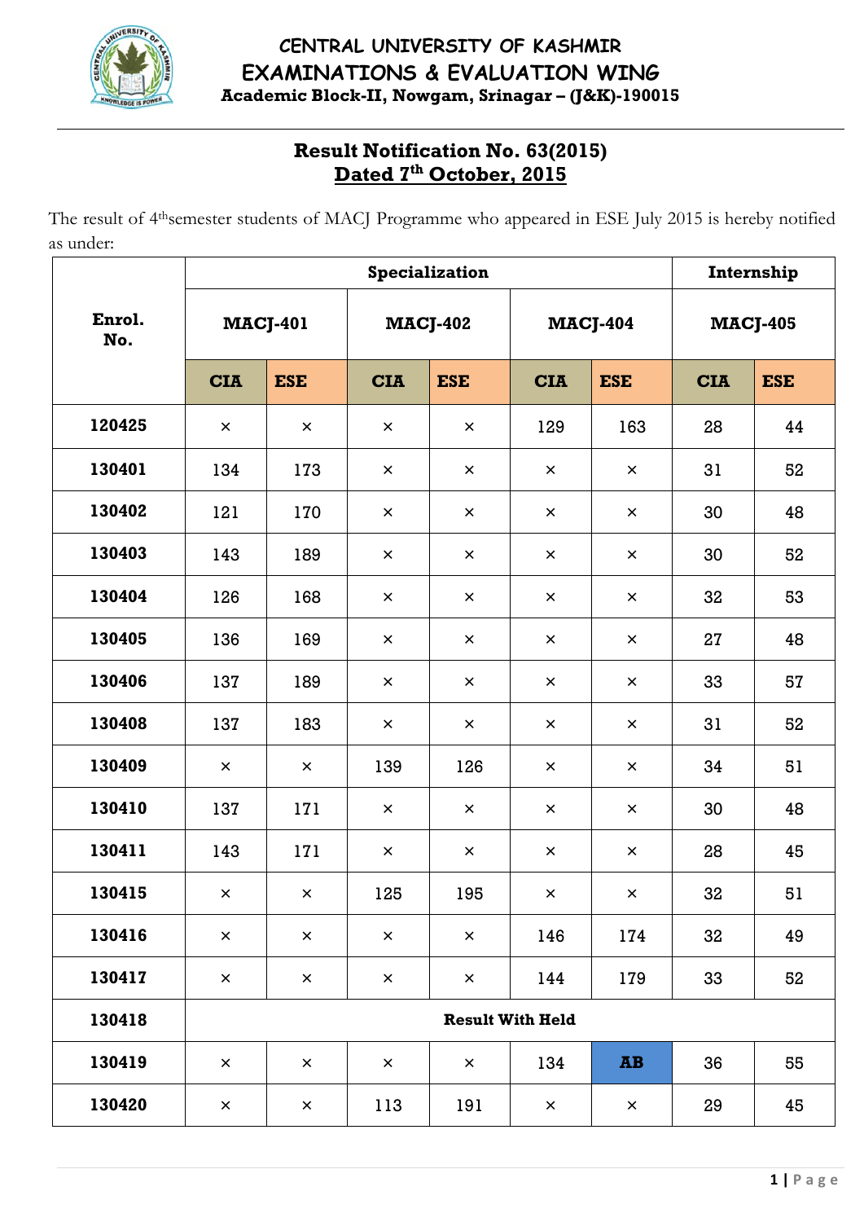# CENTRAL UNIVERSITY OF KASHMIR
## EXAMINATIONS & EVALUATION WING
**Academic Block-II, Nowgam, Srinagar – (J&K)-190015**

## Result Notification No. 63(2015)
## Dated 7th October, 2015

The result of 4thsemester students of MACJ Programme who appeared in ESE July 2015 is hereby notified as under:

| Enrol. No. | Specialization | | | | | | Internship | |
|---|---|---|---|---|---|---|---|---|
| | MACJ-401 | | MACJ-402 | | MACJ-404 | | MACJ-405 | |
| | CIA | ESE | CIA | ESE | CIA | ESE | CIA | ESE |
| 120425 | × | × | × | × | 129 | 163 | 28 | 44 |
| 130401 | 134 | 173 | × | × | × | × | 31 | 52 |
| 130402 | 121 | 170 | × | × | × | × | 30 | 48 |
| 130403 | 143 | 189 | × | × | × | × | 30 | 52 |
| 130404 | 126 | 168 | × | × | × | × | 32 | 53 |
| 130405 | 136 | 169 | × | × | × | × | 27 | 48 |
| 130406 | 137 | 189 | × | × | × | × | 33 | 57 |
| 130408 | 137 | 183 | × | × | × | × | 31 | 52 |
| 130409 | × | × | 139 | 126 | × | × | 34 | 51 |
| 130410 | 137 | 171 | × | × | × | × | 30 | 48 |
| 130411 | 143 | 171 | × | × | × | × | 28 | 45 |
| 130415 | × | × | 125 | 195 | × | × | 32 | 51 |
| 130416 | × | × | × | × | 146 | 174 | 32 | 49 |
| 130417 | × | × | × | × | 144 | 179 | 33 | 52 |
| 130418 | Result With Held | | | | | | | |
| 130419 | × | × | × | × | 134 | AB | 36 | 55 |
| 130420 | × | × | 113 | 191 | × | × | 29 | 45 |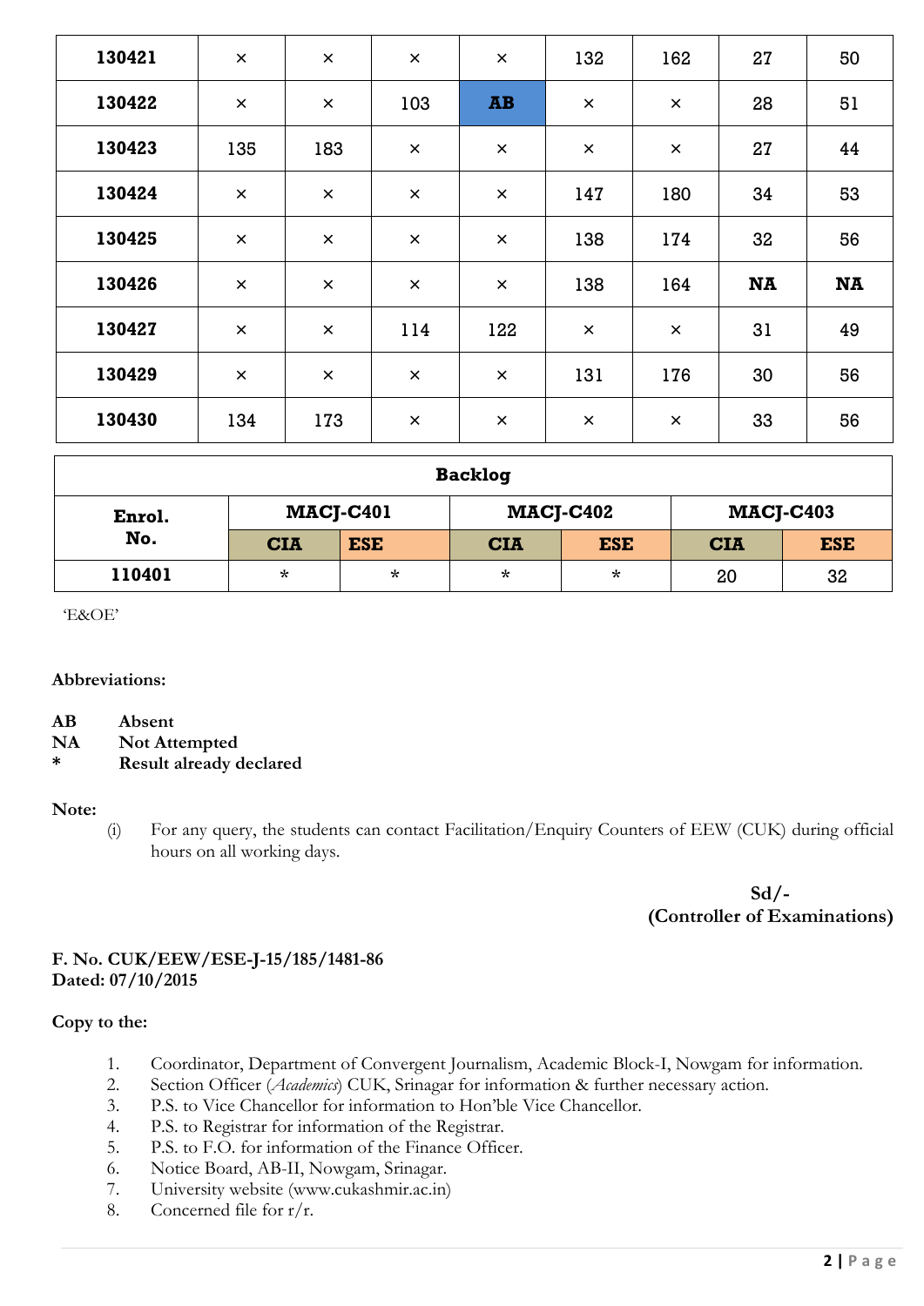| | | | | | | | | |
|---|---|---|---|---|---|---|---|---|
| **130421** | × | × | × | × | 132 | 162 | 27 | 50 |
| **130422** | × | × | 103 | **AB** | × | × | 28 | 51 |
| **130423** | 135 | 183 | × | × | × | × | 27 | 44 |
| **130424** | × | × | × | × | 147 | 180 | 34 | 53 |
| **130425** | × | × | × | × | 138 | 174 | 32 | 56 |
| **130426** | × | × | × | × | 138 | 164 | **NA** | **NA** |
| **130427** | × | × | 114 | 122 | × | × | 31 | 49 |
| **130429** | × | × | × | × | 131 | 176 | 30 | 56 |
| **130430** | 134 | 173 | × | × | × | × | 33 | 56 |

**Backlog**

| **Enrol. No.** | **MACJ-C401** | | **MACJ-C402** | | **MACJ-C403** | |
|---|---|---|---|---|---|---|
| | **CIA** | **ESE** | **CIA** | **ESE** | **CIA** | **ESE** |
| **110401** | * | * | * | * | 20 | 32 |

'E&OE'

**Abbreviations:**

**AB** Absent
**NA** Not Attempted
**\*** **Result already declared**

**Note:**

(i) For any query, the students can contact Facilitation/Enquiry Counters of EEW (CUK) during official hours on all working days.

**Sd/-**
**(Controller of Examinations)**

**F. No. CUK/EEW/ESE-J-15/185/1481-86**
**Dated: 07/10/2015**

**Copy to the:**

1. Coordinator, Department of Convergent Journalism, Academic Block-I, Nowgam for information.
2. Section Officer (*Academics*) CUK, Srinagar for information & further necessary action.
3. P.S. to Vice Chancellor for information to Hon'ble Vice Chancellor.
4. P.S. to Registrar for information of the Registrar.
5. P.S. to F.O. for information of the Finance Officer.
6. Notice Board, AB-II, Nowgam, Srinagar.
7. University website (www.cukashmir.ac.in)
8. Concerned file for r/r.